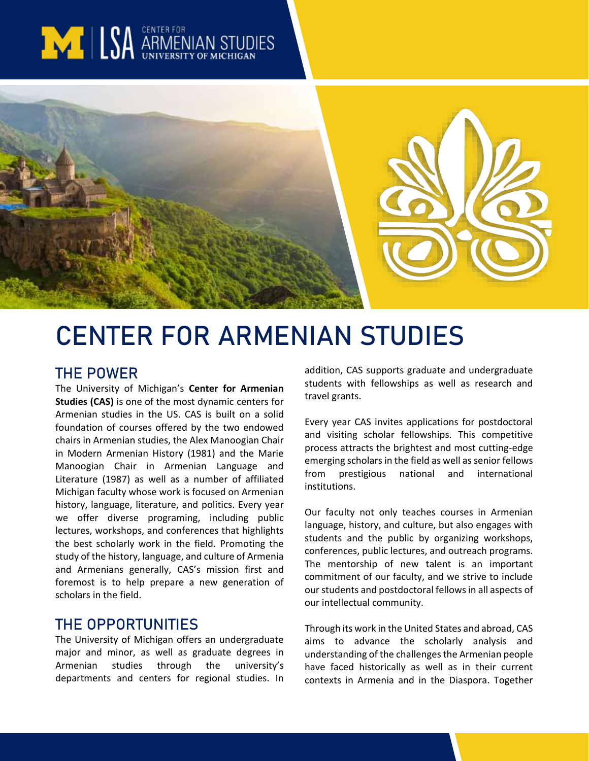CENTER FOR ARMENIAN STUDIES
UNIVERSITY OF MICHIGAN

# CENTER FOR ARMENIAN STUDIES

## THE POWER

The University of Michigan's **Center for Armenian Studies (CAS)** is one of the most dynamic centers for Armenian studies in the US. CAS is built on a solid foundation of courses offered by the two endowed chairs in Armenian studies, the Alex Manoogian Chair in Modern Armenian History (1981) and the Marie Manoogian Chair in Armenian Language and Literature (1987) as well as a number of affiliated Michigan faculty whose work is focused on Armenian history, language, literature, and politics. Every year we offer diverse programing, including public lectures, workshops, and conferences that highlights the best scholarly work in the field. Promoting the study of the history, language, and culture of Armenia and Armenians generally, CAS's mission first and foremost is to help prepare a new generation of scholars in the field.

## THE OPPORTUNITIES

The University of Michigan offers an undergraduate major and minor, as well as graduate degrees in Armenian studies through the university's departments and centers for regional studies. In addition, CAS supports graduate and undergraduate students with fellowships as well as research and travel grants.

Every year CAS invites applications for postdoctoral and visiting scholar fellowships. This competitive process attracts the brightest and most cutting-edge emerging scholars in the field as well as senior fellows from prestigious national and international institutions.

Our faculty not only teaches courses in Armenian language, history, and culture, but also engages with students and the public by organizing workshops, conferences, public lectures, and outreach programs. The mentorship of new talent is an important commitment of our faculty, and we strive to include our students and postdoctoral fellows in all aspects of our intellectual community.

Through its work in the United States and abroad, CAS aims to advance the scholarly analysis and understanding of the challenges the Armenian people have faced historically as well as in their current contexts in Armenia and in the Diaspora. Together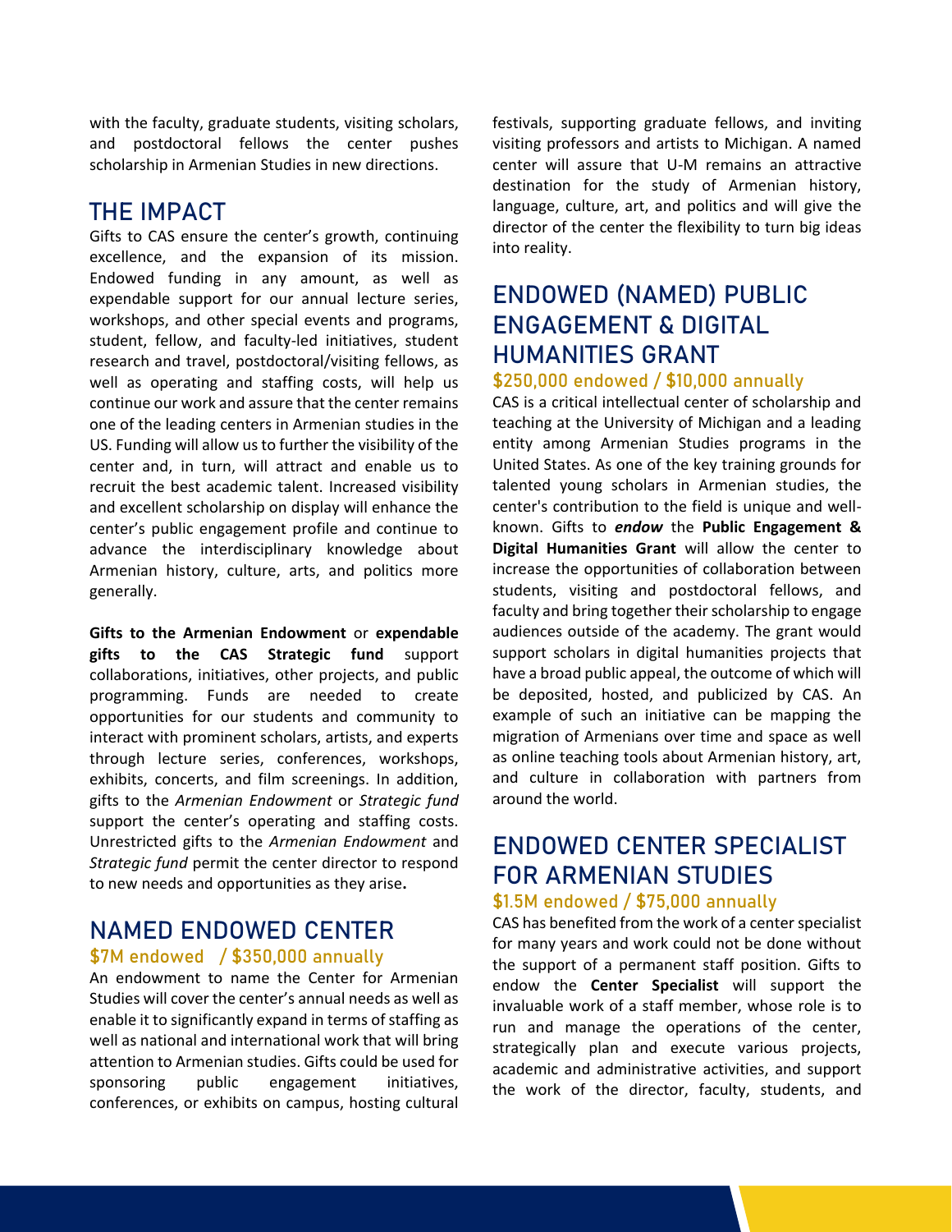with the faculty, graduate students, visiting scholars, and postdoctoral fellows the center pushes scholarship in Armenian Studies in new directions.

## THE IMPACT

Gifts to CAS ensure the center's growth, continuing excellence, and the expansion of its mission. Endowed funding in any amount, as well as expendable support for our annual lecture series, workshops, and other special events and programs, student, fellow, and faculty-led initiatives, student research and travel, postdoctoral/visiting fellows, as well as operating and staffing costs, will help us continue our work and assure that the center remains one of the leading centers in Armenian studies in the US. Funding will allow us to further the visibility of the center and, in turn, will attract and enable us to recruit the best academic talent. Increased visibility and excellent scholarship on display will enhance the center's public engagement profile and continue to advance the interdisciplinary knowledge about Armenian history, culture, arts, and politics more generally.

**Gifts to the Armenian Endowment** or **expendable gifts to the CAS Strategic fund** support collaborations, initiatives, other projects, and public programming. Funds are needed to create opportunities for our students and community to interact with prominent scholars, artists, and experts through lecture series, conferences, workshops, exhibits, concerts, and film screenings. In addition, gifts to the *Armenian Endowment* or *Strategic fund* support the center's operating and staffing costs. Unrestricted gifts to the *Armenian Endowment* and *Strategic fund* permit the center director to respond to new needs and opportunities as they arise**.**

## NAMED ENDOWED CENTER

### $7M endowed / $350,000 annually

An endowment to name the Center for Armenian Studies will cover the center's annual needs as well as enable it to significantly expand in terms of staffing as well as national and international work that will bring attention to Armenian studies. Gifts could be used for sponsoring public engagement initiatives, conferences, or exhibits on campus, hosting cultural festivals, supporting graduate fellows, and inviting visiting professors and artists to Michigan. A named center will assure that U-M remains an attractive destination for the study of Armenian history, language, culture, art, and politics and will give the director of the center the flexibility to turn big ideas into reality.

## ENDOWED (NAMED) PUBLIC ENGAGEMENT & DIGITAL HUMANITIES GRANT

### $250,000 endowed / $10,000 annually

CAS is a critical intellectual center of scholarship and teaching at the University of Michigan and a leading entity among Armenian Studies programs in the United States. As one of the key training grounds for talented young scholars in Armenian studies, the center's contribution to the field is unique and well-known. Gifts to ***endow*** the **Public Engagement & Digital Humanities Grant** will allow the center to increase the opportunities of collaboration between students, visiting and postdoctoral fellows, and faculty and bring together their scholarship to engage audiences outside of the academy. The grant would support scholars in digital humanities projects that have a broad public appeal, the outcome of which will be deposited, hosted, and publicized by CAS. An example of such an initiative can be mapping the migration of Armenians over time and space as well as online teaching tools about Armenian history, art, and culture in collaboration with partners from around the world.

## ENDOWED CENTER SPECIALIST FOR ARMENIAN STUDIES

### $1.5M endowed / $75,000 annually

CAS has benefited from the work of a center specialist for many years and work could not be done without the support of a permanent staff position. Gifts to endow the **Center Specialist** will support the invaluable work of a staff member, whose role is to run and manage the operations of the center, strategically plan and execute various projects, academic and administrative activities, and support the work of the director, faculty, students, and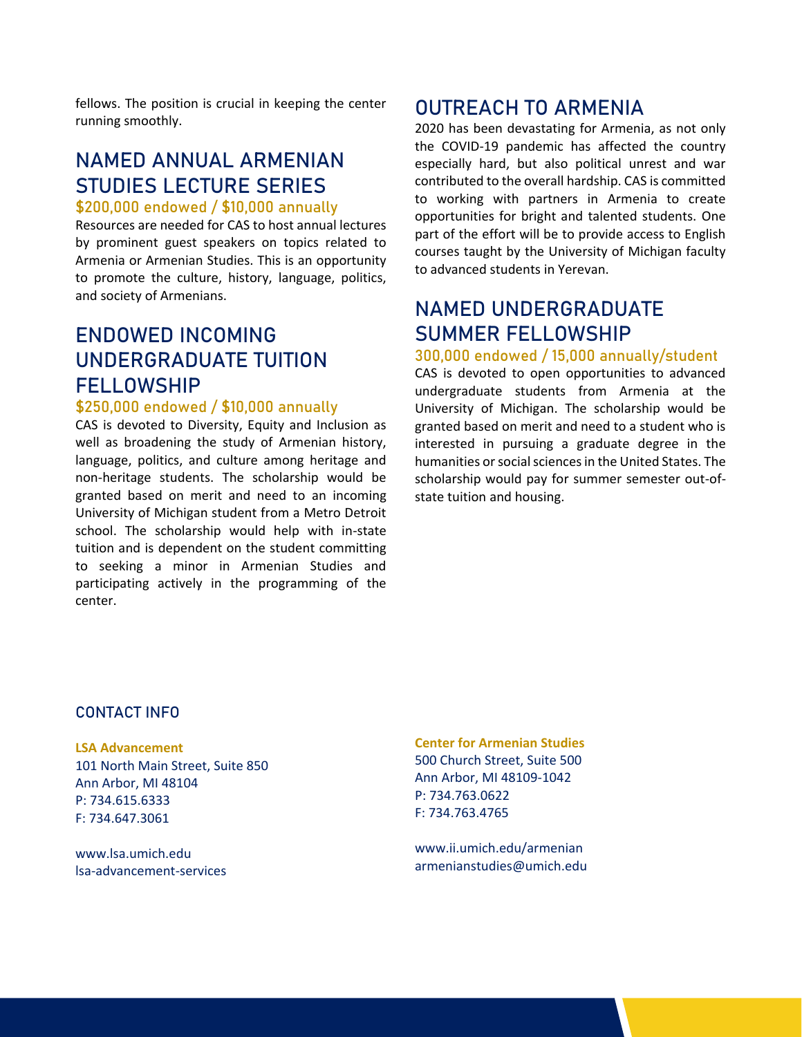fellows. The position is crucial in keeping the center running smoothly.

## NAMED ANNUAL ARMENIAN STUDIES LECTURE SERIES

**$200,000 endowed / $10,000 annually**

Resources are needed for CAS to host annual lectures by prominent guest speakers on topics related to Armenia or Armenian Studies. This is an opportunity to promote the culture, history, language, politics, and society of Armenians.

## ENDOWED INCOMING UNDERGRADUATE TUITION FELLOWSHIP

**$250,000 endowed / $10,000 annually**

CAS is devoted to Diversity, Equity and Inclusion as well as broadening the study of Armenian history, language, politics, and culture among heritage and non-heritage students. The scholarship would be granted based on merit and need to an incoming University of Michigan student from a Metro Detroit school. The scholarship would help with in-state tuition and is dependent on the student committing to seeking a minor in Armenian Studies and participating actively in the programming of the center.

## OUTREACH TO ARMENIA

2020 has been devastating for Armenia, as not only the COVID-19 pandemic has affected the country especially hard, but also political unrest and war contributed to the overall hardship. CAS is committed to working with partners in Armenia to create opportunities for bright and talented students. One part of the effort will be to provide access to English courses taught by the University of Michigan faculty to advanced students in Yerevan.

## NAMED UNDERGRADUATE SUMMER FELLOWSHIP

**300,000 endowed / 15,000 annually/student**

CAS is devoted to open opportunities to advanced undergraduate students from Armenia at the University of Michigan. The scholarship would be granted based on merit and need to a student who is interested in pursuing a graduate degree in the humanities or social sciences in the United States. The scholarship would pay for summer semester out-of-state tuition and housing.

### CONTACT INFO

**LSA Advancement**
101 North Main Street, Suite 850
Ann Arbor, MI 48104
P: 734.615.6333
F: 734.647.3061

www.lsa.umich.edu
lsa-advancement-services

**Center for Armenian Studies**
500 Church Street, Suite 500
Ann Arbor, MI 48109-1042
P: 734.763.0622
F: 734.763.4765

www.ii.umich.edu/armenian
armenianstudies@umich.edu